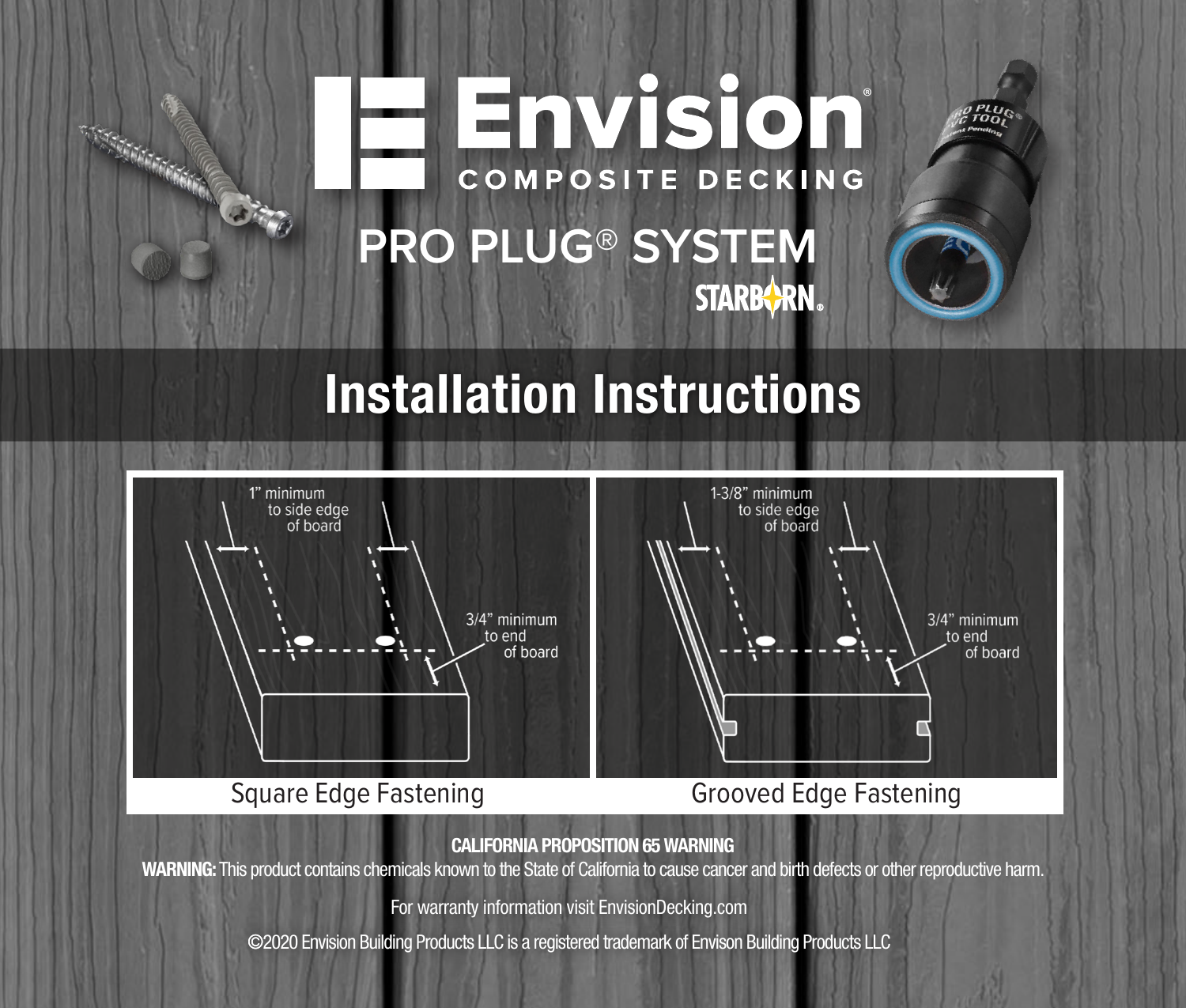# Envision

COMPOSITE DECKING

## PRO PLUG® SYSTEM

STARBORN®

## Installation Instructions

1" minimum to side edge of board

3/4" minimum to end of board

Square Edge Fastening

1-3/8" minimum to side edge of board

3/4" minimum to end of board

Grooved Edge Fastening

**CALIFORNIA PROPOSITION 65 WARNING**

**WARNING:** This product contains chemicals known to the State of California to cause cancer and birth defects or other reproductive harm.

For warranty information visit EnvisionDecking.com

©2020 Envision Building Products LLC is a registered trademark of Envison Building Products LLC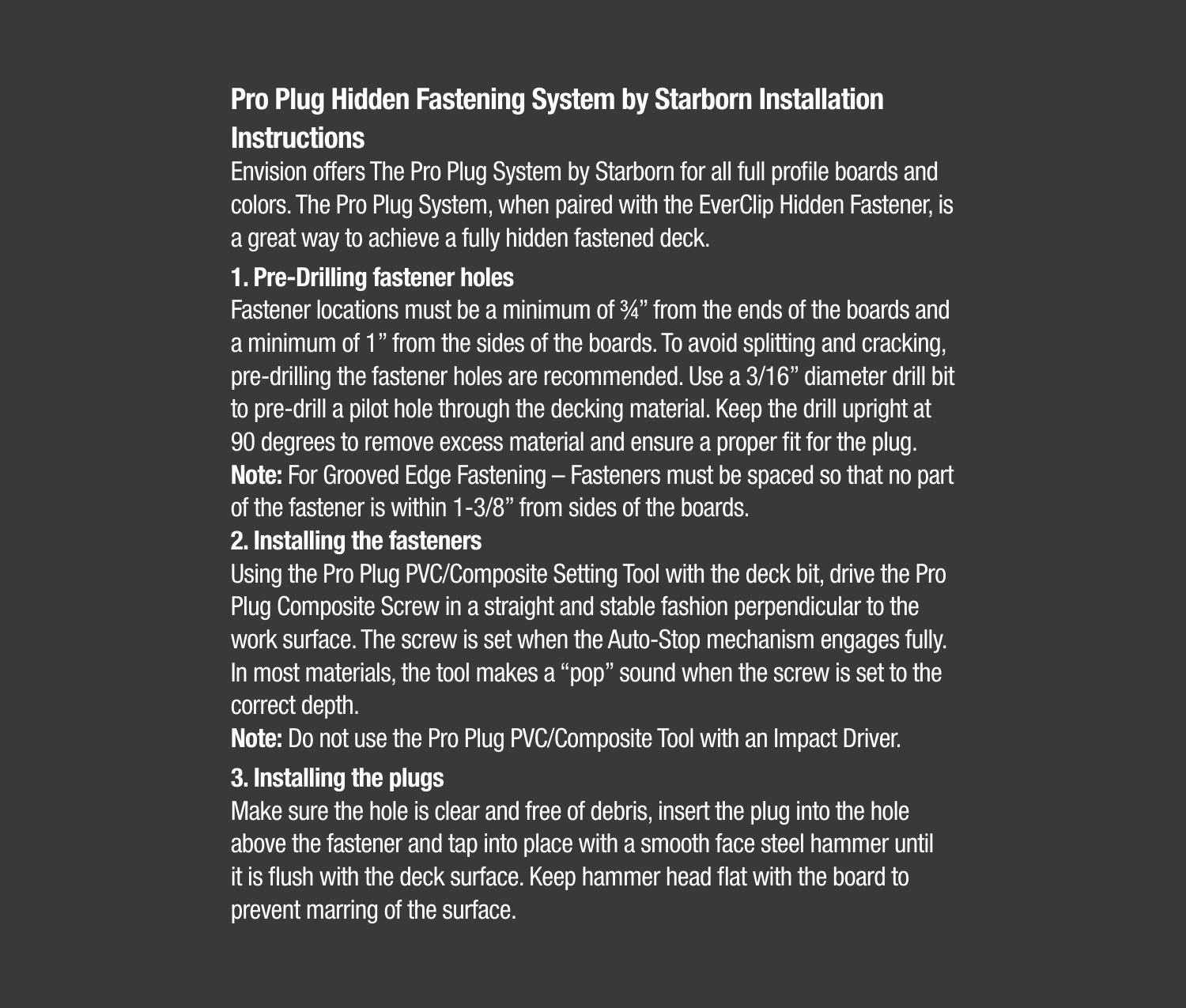# Pro Plug Hidden Fastening System by Starborn Installation Instructions

Envision offers The Pro Plug System by Starborn for all full profile boards and colors. The Pro Plug System, when paired with the EverClip Hidden Fastener, is a great way to achieve a fully hidden fastened deck.

### 1. Pre-Drilling fastener holes

Fastener locations must be a minimum of ¾” from the ends of the boards and a minimum of 1” from the sides of the boards. To avoid splitting and cracking, pre-drilling the fastener holes are recommended. Use a 3/16” diameter drill bit to pre-drill a pilot hole through the decking material. Keep the drill upright at 90 degrees to remove excess material and ensure a proper fit for the plug.

**Note:** For Grooved Edge Fastening – Fasteners must be spaced so that no part of the fastener is within 1-3/8” from sides of the boards.

### 2. Installing the fasteners

Using the Pro Plug PVC/Composite Setting Tool with the deck bit, drive the Pro Plug Composite Screw in a straight and stable fashion perpendicular to the work surface. The screw is set when the Auto-Stop mechanism engages fully. In most materials, the tool makes a “pop” sound when the screw is set to the correct depth.

**Note:** Do not use the Pro Plug PVC/Composite Tool with an Impact Driver.

### 3. Installing the plugs

Make sure the hole is clear and free of debris, insert the plug into the hole above the fastener and tap into place with a smooth face steel hammer until it is flush with the deck surface. Keep hammer head flat with the board to prevent marring of the surface.